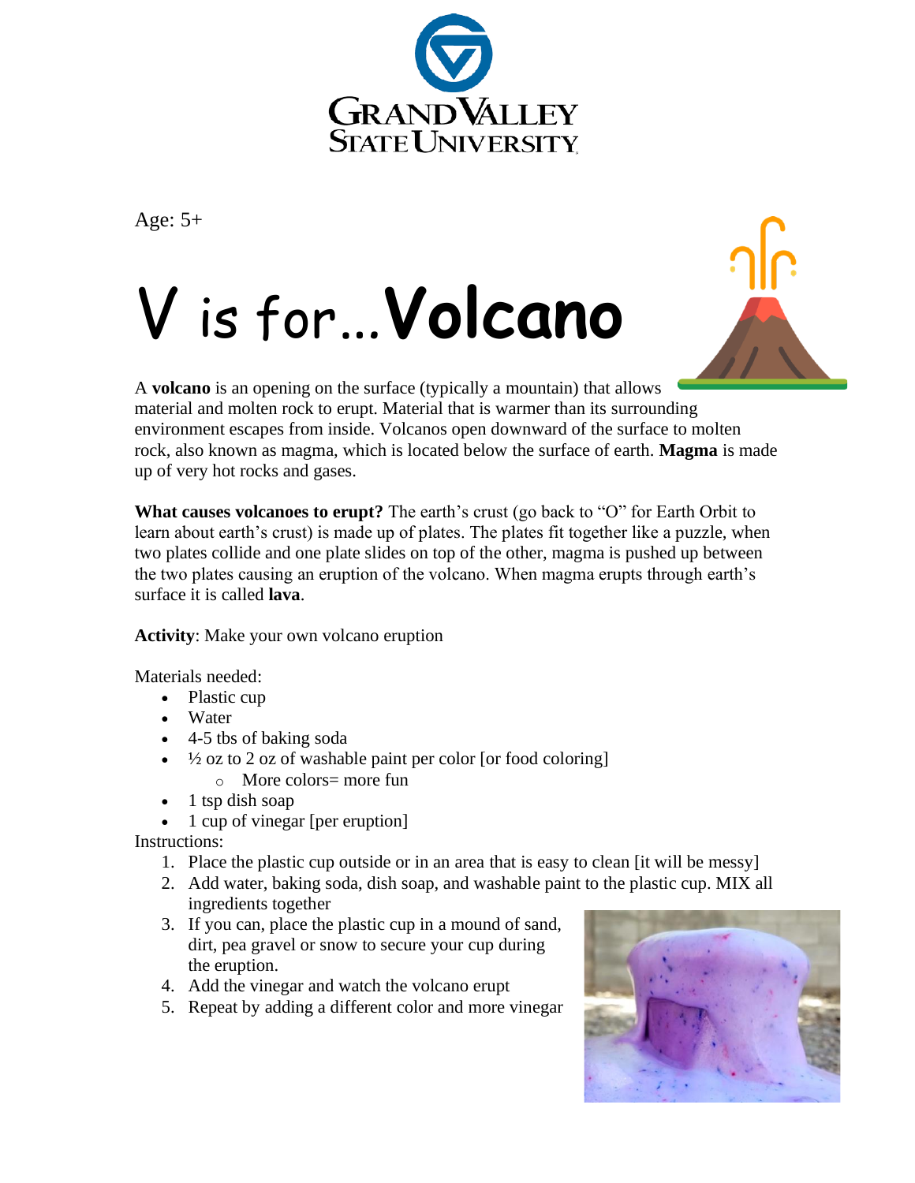Age: 5+

# V is for…**Volcano**

A **volcano** is an opening on the surface (typically a mountain) that allows material and molten rock to erupt. Material that is warmer than its surrounding environment escapes from inside. Volcanos open downward of the surface to molten rock, also known as magma, which is located below the surface of earth. **Magma** is made up of very hot rocks and gases.

**What causes volcanoes to erupt?** The earth's crust (go back to "O" for Earth Orbit to learn about earth's crust) is made up of plates. The plates fit together like a puzzle, when two plates collide and one plate slides on top of the other, magma is pushed up between the two plates causing an eruption of the volcano. When magma erupts through earth's surface it is called **lava**.

**Activity**: Make your own volcano eruption

Materials needed:

- Plastic cup
- Water
- 4-5 tbs of baking soda
- ½ oz to 2 oz of washable paint per color [or food coloring]
  - More colors= more fun
- 1 tsp dish soap
- 1 cup of vinegar [per eruption]

Instructions:

1. Place the plastic cup outside or in an area that is easy to clean [it will be messy]
2. Add water, baking soda, dish soap, and washable paint to the plastic cup. MIX all ingredients together
3. If you can, place the plastic cup in a mound of sand, dirt, pea gravel or snow to secure your cup during the eruption.
4. Add the vinegar and watch the volcano erupt
5. Repeat by adding a different color and more vinegar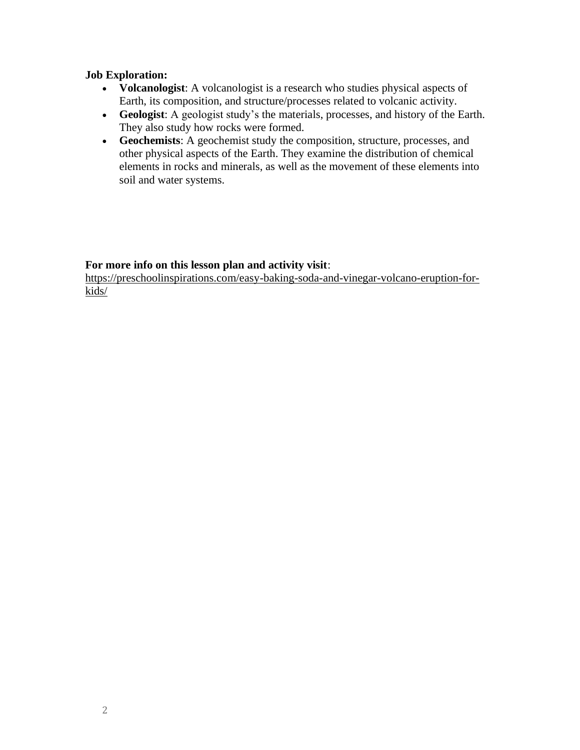**Job Exploration:**

- **Volcanologist**: A volcanologist is a research who studies physical aspects of Earth, its composition, and structure/processes related to volcanic activity.
- **Geologist**: A geologist study's the materials, processes, and history of the Earth. They also study how rocks were formed.
- **Geochemists**: A geochemist study the composition, structure, processes, and other physical aspects of the Earth. They examine the distribution of chemical elements in rocks and minerals, as well as the movement of these elements into soil and water systems.

**For more info on this lesson plan and activity visit**: https://preschoolinspirations.com/easy-baking-soda-and-vinegar-volcano-eruption-for-kids/